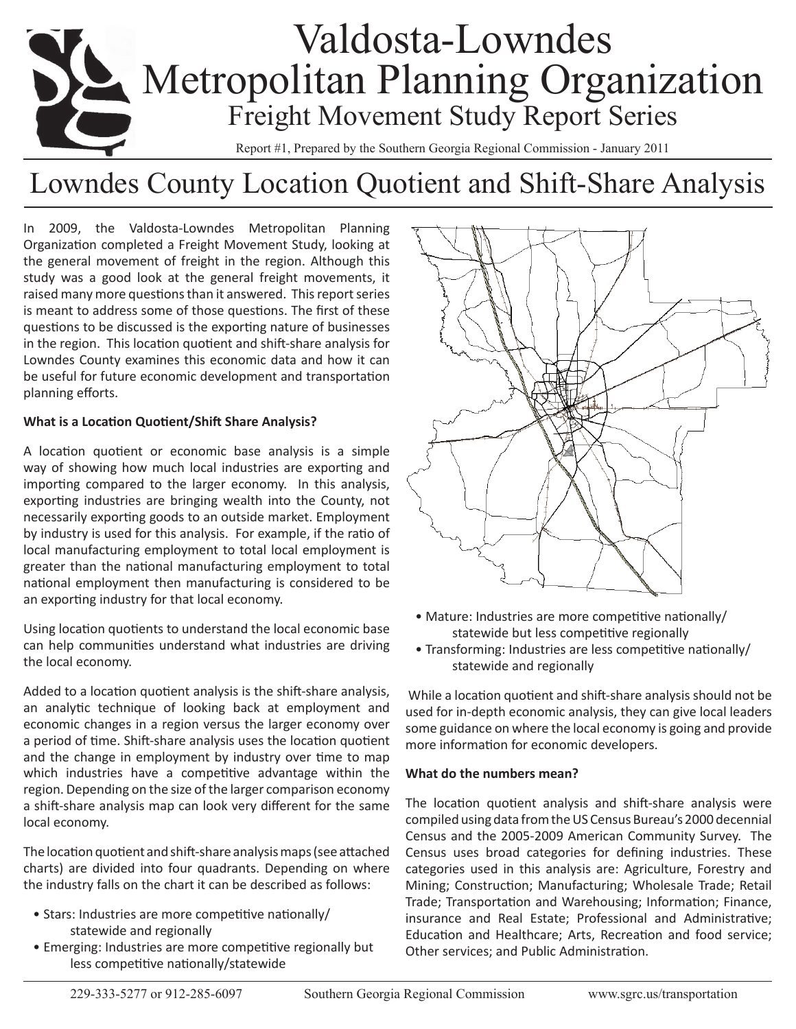# Valdosta-Lowndes Metropolitan Planning Organization

Freight Movement Study Report Series

Report #1, Prepared by the Southern Georgia Regional Commission - January 2011

# Lowndes County Location Quotient and Shift-Share Analysis

In 2009, the Valdosta-Lowndes Metropolitan Planning Organization completed a Freight Movement Study, looking at the general movement of freight in the region. Although this study was a good look at the general freight movements, it raised many more questions than it answered. This report series is meant to address some of those questions. The first of these questions to be discussed is the exporting nature of businesses in the region. This location quotient and shift-share analysis for Lowndes County examines this economic data and how it can be useful for future economic development and transportation planning efforts.

**What is a Location Quotient/Shift Share Analysis?**

A location quotient or economic base analysis is a simple way of showing how much local industries are exporting and importing compared to the larger economy. In this analysis, exporting industries are bringing wealth into the County, not necessarily exporting goods to an outside market. Employment by industry is used for this analysis. For example, if the ratio of local manufacturing employment to total local employment is greater than the national manufacturing employment to total national employment then manufacturing is considered to be an exporting industry for that local economy.

Using location quotients to understand the local economic base can help communities understand what industries are driving the local economy.

Added to a location quotient analysis is the shift-share analysis, an analytic technique of looking back at employment and economic changes in a region versus the larger economy over a period of time. Shift-share analysis uses the location quotient and the change in employment by industry over time to map which industries have a competitive advantage within the region. Depending on the size of the larger comparison economy a shift-share analysis map can look very different for the same local economy.

The location quotient and shift-share analysis maps (see attached charts) are divided into four quadrants. Depending on where the industry falls on the chart it can be described as follows:

- Stars: Industries are more competitive nationally/statewide and regionally
- Emerging: Industries are more competitive regionally but less competitive nationally/statewide
- Mature: Industries are more competitive nationally/statewide but less competitive regionally
- Transforming: Industries are less competitive nationally/statewide and regionally

While a location quotient and shift-share analysis should not be used for in-depth economic analysis, they can give local leaders some guidance on where the local economy is going and provide more information for economic developers.

**What do the numbers mean?**

The location quotient analysis and shift-share analysis were compiled using data from the US Census Bureau's 2000 decennial Census and the 2005-2009 American Community Survey. The Census uses broad categories for defining industries. These categories used in this analysis are: Agriculture, Forestry and Mining; Construction; Manufacturing; Wholesale Trade; Retail Trade; Transportation and Warehousing; Information; Finance, insurance and Real Estate; Professional and Administrative; Education and Healthcare; Arts, Recreation and food service; Other services; and Public Administration.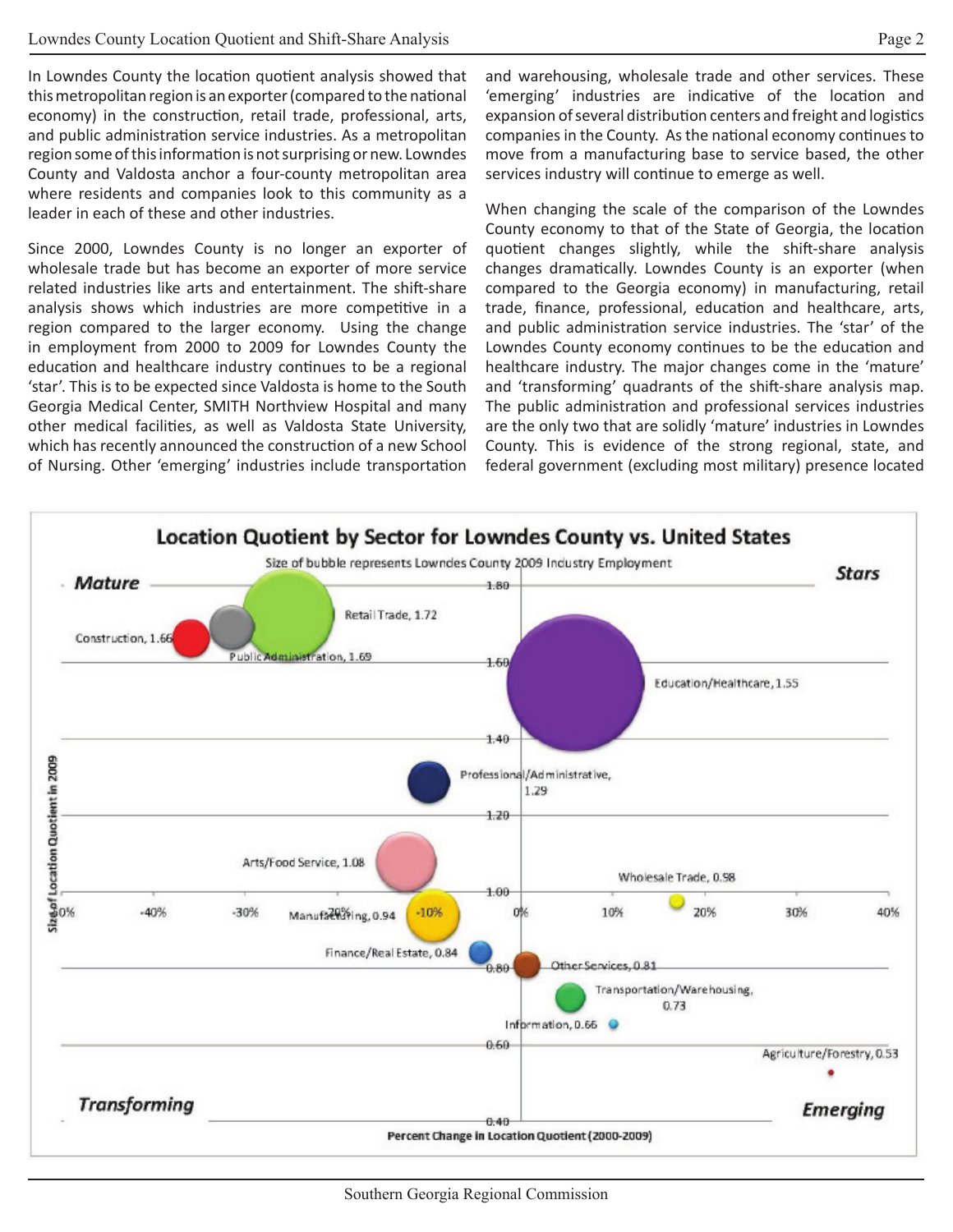In Lowndes County the location quotient analysis showed that this metropolitan region is an exporter (compared to the national economy) in the construction, retail trade, professional, arts, and public administration service industries. As a metropolitan region some of this information is not surprising or new. Lowndes County and Valdosta anchor a four-county metropolitan area where residents and companies look to this community as a leader in each of these and other industries.

Since 2000, Lowndes County is no longer an exporter of wholesale trade but has become an exporter of more service related industries like arts and entertainment. The shift-share analysis shows which industries are more competitive in a region compared to the larger economy. Using the change in employment from 2000 to 2009 for Lowndes County the education and healthcare industry continues to be a regional 'star'. This is to be expected since Valdosta is home to the South Georgia Medical Center, SMITH Northview Hospital and many other medical facilities, as well as Valdosta State University, which has recently announced the construction of a new School of Nursing. Other 'emerging' industries include transportation and warehousing, wholesale trade and other services. These 'emerging' industries are indicative of the location and expansion of several distribution centers and freight and logistics companies in the County. As the national economy continues to move from a manufacturing base to service based, the other services industry will continue to emerge as well.

When changing the scale of the comparison of the Lowndes County economy to that of the State of Georgia, the location quotient changes slightly, while the shift-share analysis changes dramatically. Lowndes County is an exporter (when compared to the Georgia economy) in manufacturing, retail trade, finance, professional, education and healthcare, arts, and public administration service industries. The 'star' of the Lowndes County economy continues to be the education and healthcare industry. The major changes come in the 'mature' and 'transforming' quadrants of the shift-share analysis map. The public administration and professional services industries are the only two that are solidly 'mature' industries in Lowndes County. This is evidence of the strong regional, state, and federal government (excluding most military) presence located

**Location Quotient by Sector for Lowndes County vs. United States**

Size of bubble represents Lowndes County 2009 Industry Employment

Quadrants: Mature (upper left), Stars (upper right), Transforming (lower left), Emerging (lower right)

Y-axis: Size of Location Quotient in 2009 (0.40 – 1.80)
X-axis: Percent Change in Location Quotient (2000-2009) (-50% – 40%)

| Sector | Location Quotient 2009 |
|---|---|
| Retail Trade | 1.72 |
| Public Administration | 1.69 |
| Construction | 1.66 |
| Education/Healthcare | 1.55 |
| Professional/Administrative | 1.29 |
| Arts/Food Service | 1.08 |
| Wholesale Trade | 0.98 |
| Manufacturing | 0.94 |
| Finance/Real Estate | 0.84 |
| Other Services | 0.81 |
| Transportation/Warehousing | 0.73 |
| Information | 0.66 |
| Agriculture/Forestry | 0.53 |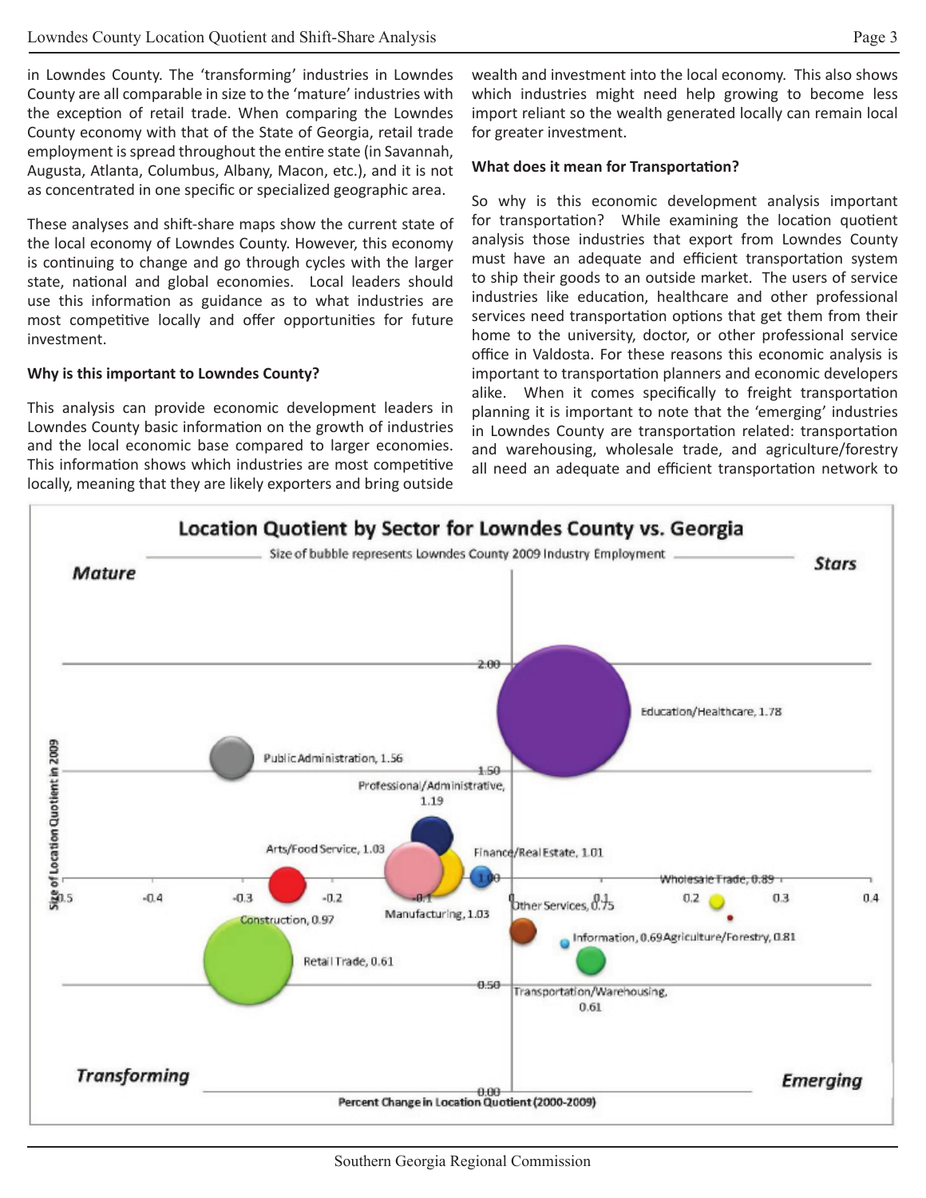in Lowndes County. The 'transforming' industries in Lowndes County are all comparable in size to the 'mature' industries with the exception of retail trade. When comparing the Lowndes County economy with that of the State of Georgia, retail trade employment is spread throughout the entire state (in Savannah, Augusta, Atlanta, Columbus, Albany, Macon, etc.), and it is not as concentrated in one specific or specialized geographic area.

These analyses and shift-share maps show the current state of the local economy of Lowndes County. However, this economy is continuing to change and go through cycles with the larger state, national and global economies. Local leaders should use this information as guidance as to what industries are most competitive locally and offer opportunities for future investment.

**Why is this important to Lowndes County?**

This analysis can provide economic development leaders in Lowndes County basic information on the growth of industries and the local economic base compared to larger economies. This information shows which industries are most competitive locally, meaning that they are likely exporters and bring outside wealth and investment into the local economy. This also shows which industries might need help growing to become less import reliant so the wealth generated locally can remain local for greater investment.

**What does it mean for Transportation?**

So why is this economic development analysis important for transportation? While examining the location quotient analysis those industries that export from Lowndes County must have an adequate and efficient transportation system to ship their goods to an outside market. The users of service industries like education, healthcare and other professional services need transportation options that get them from their home to the university, doctor, or other professional service office in Valdosta. For these reasons this economic analysis is important to transportation planners and economic developers alike. When it comes specifically to freight transportation planning it is important to note that the 'emerging' industries in Lowndes County are transportation related: transportation and warehousing, wholesale trade, and agriculture/forestry all need an adequate and efficient transportation network to

**Location Quotient by Sector for Lowndes County vs. Georgia**

Size of bubble represents Lowndes County 2009 Industry Employment

| Quadrant | Sector | Location Quotient in 2009 |
|---|---|---|
| Stars | Education/Healthcare | 1.78 |
| Mature | Public Administration | 1.56 |
| Mature | Professional/Administrative | 1.19 |
| Mature | Arts/Food Service | 1.03 |
| Mature | Manufacturing | 1.03 |
| Stars | Finance/Real Estate | 1.01 |
| Transforming | Construction | 0.97 |
| Emerging | Wholesale Trade | 0.89 |
| Emerging | Agriculture/Forestry | 0.81 |
| Emerging | Other Services | 0.75 |
| Emerging | Information | 0.69 |
| Transforming | Retail Trade | 0.61 |
| Emerging | Transportation/Warehousing | 0.61 |

Quadrants: Mature (upper left), Stars (upper right), Transforming (lower left), Emerging (lower right)

Y-axis: Size of Location Quotient in 2009 (0.00 – 2.00)

X-axis: Percent Change in Location Quotient (2000-2009) (-0.5 – 0.4)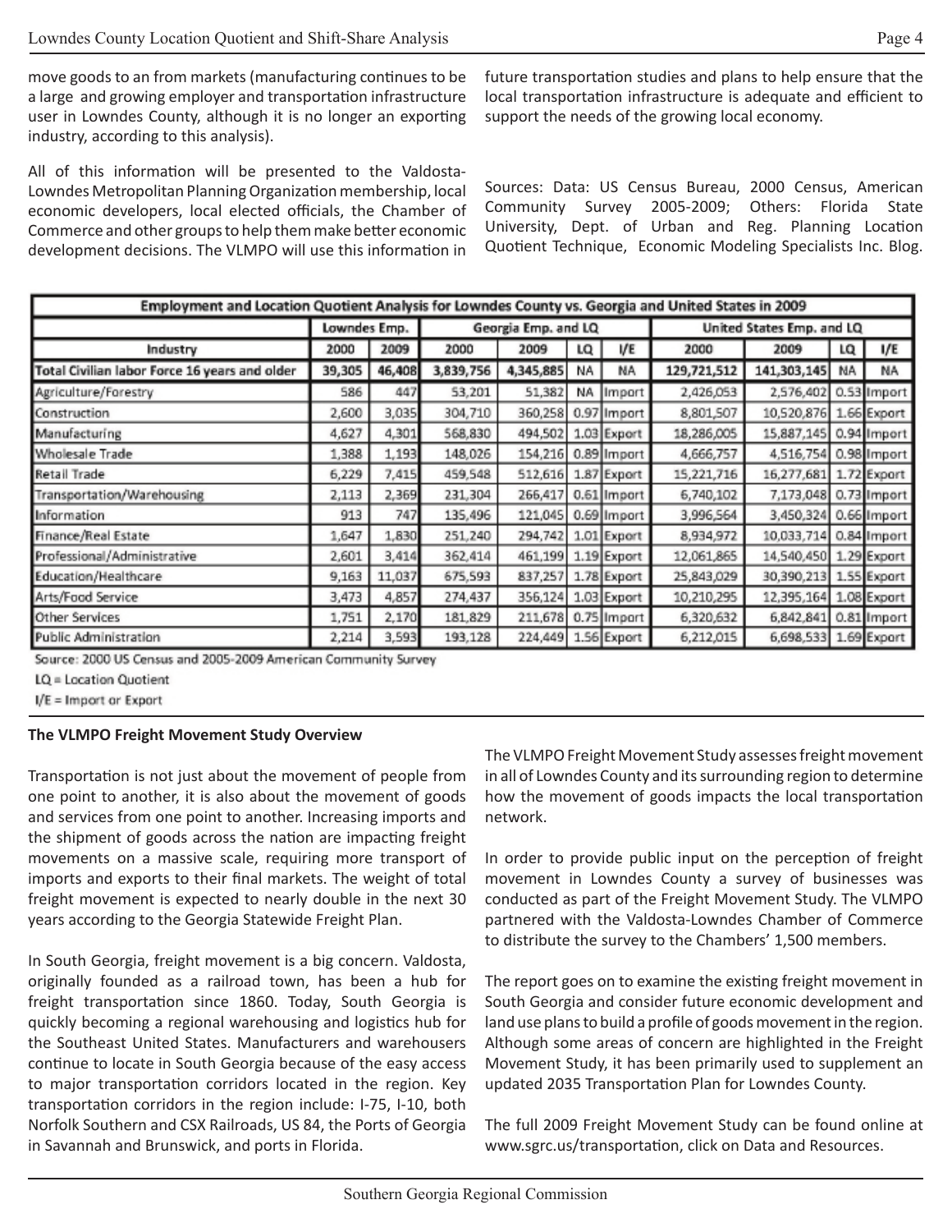move goods to an from markets (manufacturing continues to be a large and growing employer and transportation infrastructure user in Lowndes County, although it is no longer an exporting industry, according to this analysis).

All of this information will be presented to the Valdosta-Lowndes Metropolitan Planning Organization membership, local economic developers, local elected officials, the Chamber of Commerce and other groups to help them make better economic development decisions. The VLMPO will use this information in future transportation studies and plans to help ensure that the local transportation infrastructure is adequate and efficient to support the needs of the growing local economy.

Sources: Data: US Census Bureau, 2000 Census, American Community Survey 2005-2009; Others: Florida State University, Dept. of Urban and Reg. Planning Location Quotient Technique, Economic Modeling Specialists Inc. Blog.

| Employment and Location Quotient Analysis for Lowndes County vs. Georgia and United States in 2009 | | | | | | | | | | |
|---|---|---|---|---|---|---|---|---|---|---|
| | Lowndes Emp. | | Georgia Emp. and LQ | | | | United States Emp. and LQ | | | |
| Industry | 2000 | 2009 | 2000 | 2009 | LQ | I/E | 2000 | 2009 | LQ | I/E |
| Total Civilian labor Force 16 years and older | 39,305 | 46,408 | 3,839,756 | 4,345,885 | NA | NA | 129,721,512 | 141,303,145 | NA | NA |
| Agriculture/Forestry | 586 | 447 | 53,201 | 51,382 | NA | Import | 2,426,053 | 2,576,402 | 0.53 | Import |
| Construction | 2,600 | 3,035 | 304,710 | 360,258 | 0.97 | Import | 8,801,507 | 10,520,876 | 1.66 | Export |
| Manufacturing | 4,627 | 4,301 | 568,830 | 494,502 | 1.03 | Export | 18,286,005 | 15,887,145 | 0.94 | Import |
| Wholesale Trade | 1,388 | 1,193 | 148,026 | 154,216 | 0.89 | Import | 4,666,757 | 4,516,754 | 0.98 | Import |
| Retail Trade | 6,229 | 7,415 | 459,548 | 512,616 | 1.87 | Export | 15,221,716 | 16,277,681 | 1.72 | Export |
| Transportation/Warehousing | 2,113 | 2,369 | 231,304 | 266,417 | 0.61 | Import | 6,740,102 | 7,173,048 | 0.73 | Import |
| Information | 913 | 747 | 135,496 | 121,045 | 0.69 | Import | 3,996,564 | 3,450,324 | 0.66 | Import |
| Finance/Real Estate | 1,647 | 1,830 | 251,240 | 294,742 | 1.01 | Export | 8,934,972 | 10,033,714 | 0.84 | Import |
| Professional/Administrative | 2,601 | 3,414 | 362,414 | 461,199 | 1.19 | Export | 12,061,865 | 14,540,450 | 1.29 | Export |
| Education/Healthcare | 9,163 | 11,037 | 675,593 | 837,257 | 1.78 | Export | 25,843,029 | 30,390,213 | 1.55 | Export |
| Arts/Food Service | 3,473 | 4,857 | 274,437 | 356,124 | 1.03 | Export | 10,210,295 | 12,395,164 | 1.08 | Export |
| Other Services | 1,751 | 2,170 | 181,829 | 211,678 | 0.75 | Import | 6,320,632 | 6,842,841 | 0.81 | Import |
| Public Administration | 2,214 | 3,593 | 193,128 | 224,449 | 1.56 | Export | 6,212,015 | 6,698,533 | 1.69 | Export |

Source: 2000 US Census and 2005-2009 American Community Survey

LQ = Location Quotient

I/E = Import or Export

**The VLMPO Freight Movement Study Overview**

Transportation is not just about the movement of people from one point to another, it is also about the movement of goods and services from one point to another. Increasing imports and the shipment of goods across the nation are impacting freight movements on a massive scale, requiring more transport of imports and exports to their final markets. The weight of total freight movement is expected to nearly double in the next 30 years according to the Georgia Statewide Freight Plan.

In South Georgia, freight movement is a big concern. Valdosta, originally founded as a railroad town, has been a hub for freight transportation since 1860. Today, South Georgia is quickly becoming a regional warehousing and logistics hub for the Southeast United States. Manufacturers and warehousers continue to locate in South Georgia because of the easy access to major transportation corridors located in the region. Key transportation corridors in the region include: I-75, I-10, both Norfolk Southern and CSX Railroads, US 84, the Ports of Georgia in Savannah and Brunswick, and ports in Florida.

The VLMPO Freight Movement Study assesses freight movement in all of Lowndes County and its surrounding region to determine how the movement of goods impacts the local transportation network.

In order to provide public input on the perception of freight movement in Lowndes County a survey of businesses was conducted as part of the Freight Movement Study. The VLMPO partnered with the Valdosta-Lowndes Chamber of Commerce to distribute the survey to the Chambers' 1,500 members.

The report goes on to examine the existing freight movement in South Georgia and consider future economic development and land use plans to build a profile of goods movement in the region. Although some areas of concern are highlighted in the Freight Movement Study, it has been primarily used to supplement an updated 2035 Transportation Plan for Lowndes County.

The full 2009 Freight Movement Study can be found online at www.sgrc.us/transportation, click on Data and Resources.